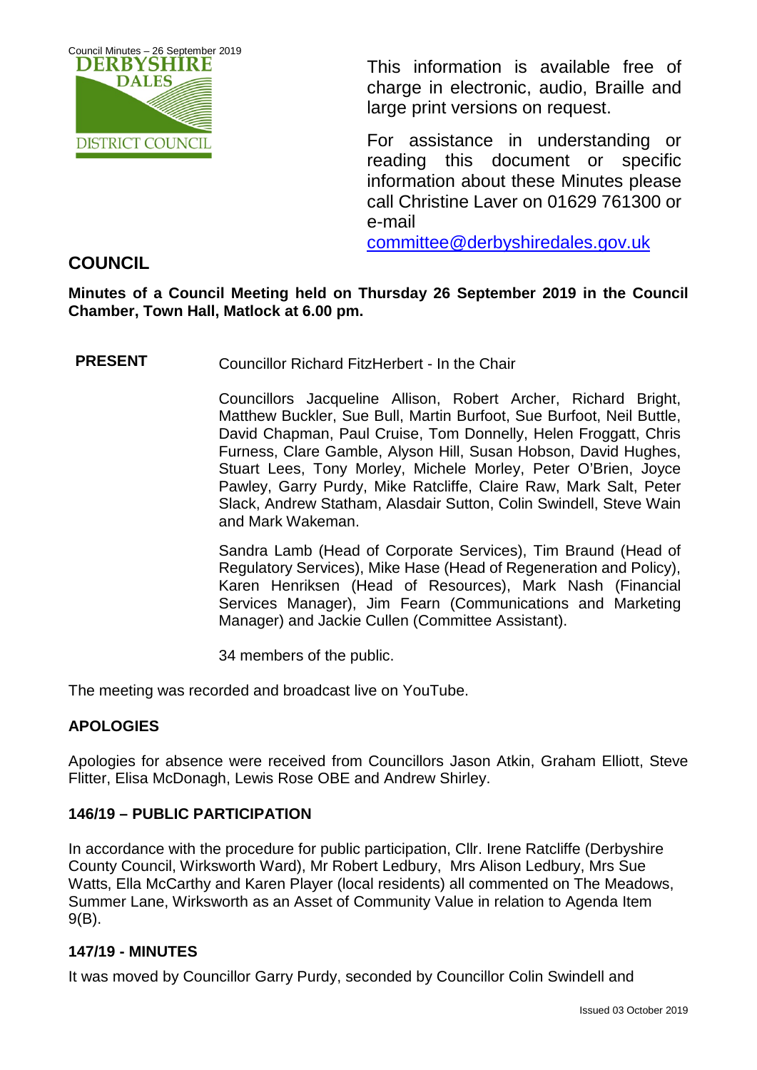This information is available free of charge in electronic, audio, Braille and large print versions on request.

For assistance in understanding or reading this document or specific information about these Minutes please call Christine Laver on 01629 761300 or e-mail committee@derbyshiredales.gov.uk

# COUNCIL

**Minutes of a Council Meeting held on Thursday 26 September 2019 in the Council Chamber, Town Hall, Matlock at 6.00 pm.**

**PRESENT** Councillor Richard FitzHerbert - In the Chair

Councillors Jacqueline Allison, Robert Archer, Richard Bright, Matthew Buckler, Sue Bull, Martin Burfoot, Sue Burfoot, Neil Buttle, David Chapman, Paul Cruise, Tom Donnelly, Helen Froggatt, Chris Furness, Clare Gamble, Alyson Hill, Susan Hobson, David Hughes, Stuart Lees, Tony Morley, Michele Morley, Peter O'Brien, Joyce Pawley, Garry Purdy, Mike Ratcliffe, Claire Raw, Mark Salt, Peter Slack, Andrew Statham, Alasdair Sutton, Colin Swindell, Steve Wain and Mark Wakeman.

Sandra Lamb (Head of Corporate Services), Tim Braund (Head of Regulatory Services), Mike Hase (Head of Regeneration and Policy), Karen Henriksen (Head of Resources), Mark Nash (Financial Services Manager), Jim Fearn (Communications and Marketing Manager) and Jackie Cullen (Committee Assistant).

34 members of the public.

The meeting was recorded and broadcast live on YouTube.

## APOLOGIES

Apologies for absence were received from Councillors Jason Atkin, Graham Elliott, Steve Flitter, Elisa McDonagh, Lewis Rose OBE and Andrew Shirley.

## 146/19 – PUBLIC PARTICIPATION

In accordance with the procedure for public participation, Cllr. Irene Ratcliffe (Derbyshire County Council, Wirksworth Ward), Mr Robert Ledbury, Mrs Alison Ledbury, Mrs Sue Watts, Ella McCarthy and Karen Player (local residents) all commented on The Meadows, Summer Lane, Wirksworth as an Asset of Community Value in relation to Agenda Item 9(B).

## 147/19 - MINUTES

It was moved by Councillor Garry Purdy, seconded by Councillor Colin Swindell and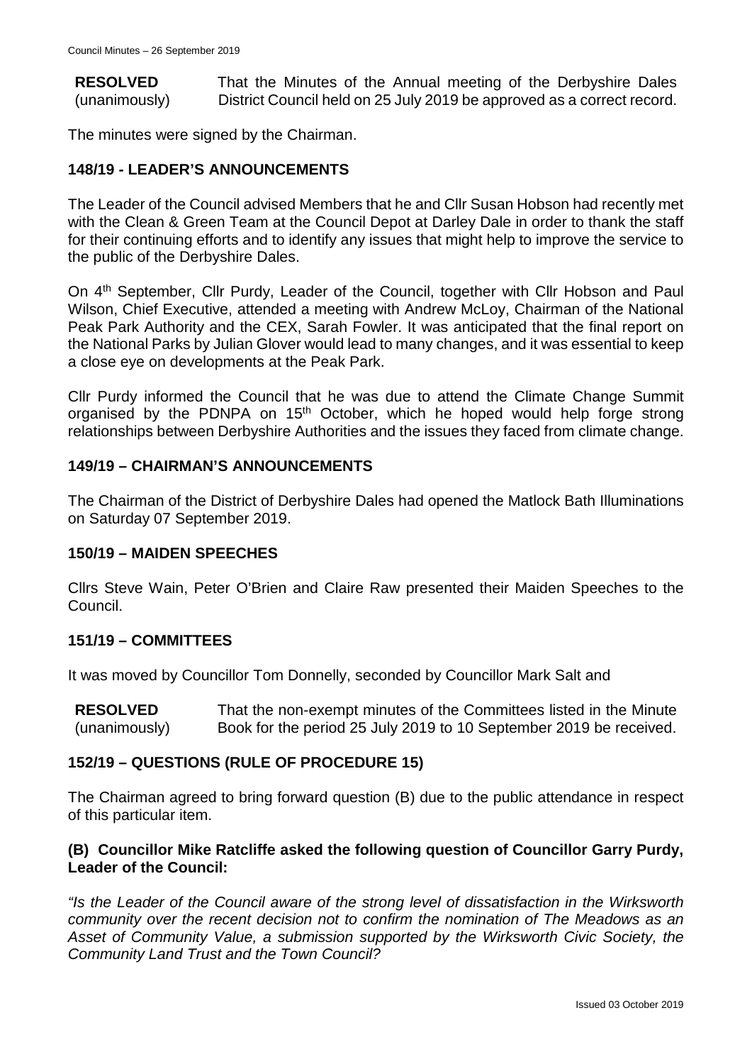| **RESOLVED** (unanimously) | That the Minutes of the Annual meeting of the Derbyshire Dales District Council held on 25 July 2019 be approved as a correct record. |
|---|---|

The minutes were signed by the Chairman.

## 148/19 - LEADER'S ANNOUNCEMENTS

The Leader of the Council advised Members that he and Cllr Susan Hobson had recently met with the Clean & Green Team at the Council Depot at Darley Dale in order to thank the staff for their continuing efforts and to identify any issues that might help to improve the service to the public of the Derbyshire Dales.

On 4th September, Cllr Purdy, Leader of the Council, together with Cllr Hobson and Paul Wilson, Chief Executive, attended a meeting with Andrew McLoy, Chairman of the National Peak Park Authority and the CEX, Sarah Fowler. It was anticipated that the final report on the National Parks by Julian Glover would lead to many changes, and it was essential to keep a close eye on developments at the Peak Park.

Cllr Purdy informed the Council that he was due to attend the Climate Change Summit organised by the PDNPA on 15th October, which he hoped would help forge strong relationships between Derbyshire Authorities and the issues they faced from climate change.

## 149/19 – CHAIRMAN'S ANNOUNCEMENTS

The Chairman of the District of Derbyshire Dales had opened the Matlock Bath Illuminations on Saturday 07 September 2019.

## 150/19 – MAIDEN SPEECHES

Cllrs Steve Wain, Peter O'Brien and Claire Raw presented their Maiden Speeches to the Council.

## 151/19 – COMMITTEES

It was moved by Councillor Tom Donnelly, seconded by Councillor Mark Salt and

| **RESOLVED** (unanimously) | That the non-exempt minutes of the Committees listed in the Minute Book for the period 25 July 2019 to 10 September 2019 be received. |
|---|---|

## 152/19 – QUESTIONS (RULE OF PROCEDURE 15)

The Chairman agreed to bring forward question (B) due to the public attendance in respect of this particular item.

### (B) Councillor Mike Ratcliffe asked the following question of Councillor Garry Purdy, Leader of the Council:

*"Is the Leader of the Council aware of the strong level of dissatisfaction in the Wirksworth community over the recent decision not to confirm the nomination of The Meadows as an Asset of Community Value, a submission supported by the Wirksworth Civic Society, the Community Land Trust and the Town Council?*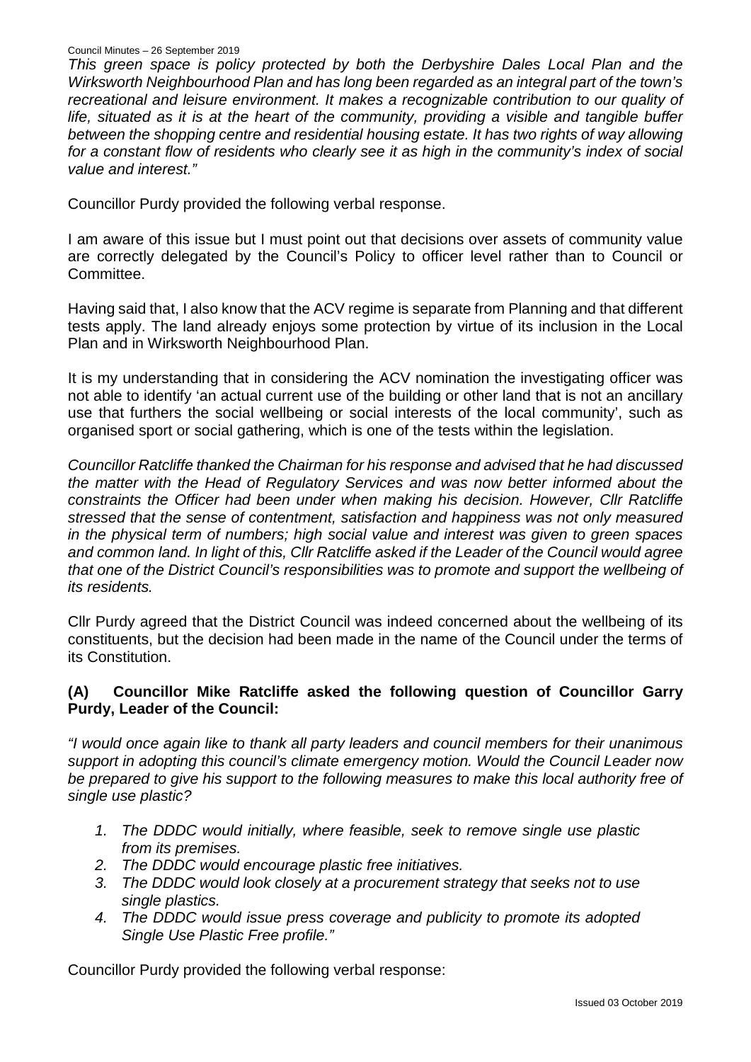*This green space is policy protected by both the Derbyshire Dales Local Plan and the Wirksworth Neighbourhood Plan and has long been regarded as an integral part of the town's recreational and leisure environment. It makes a recognizable contribution to our quality of life, situated as it is at the heart of the community, providing a visible and tangible buffer between the shopping centre and residential housing estate. It has two rights of way allowing for a constant flow of residents who clearly see it as high in the community's index of social value and interest."*

Councillor Purdy provided the following verbal response.

I am aware of this issue but I must point out that decisions over assets of community value are correctly delegated by the Council's Policy to officer level rather than to Council or Committee.

Having said that, I also know that the ACV regime is separate from Planning and that different tests apply. The land already enjoys some protection by virtue of its inclusion in the Local Plan and in Wirksworth Neighbourhood Plan.

It is my understanding that in considering the ACV nomination the investigating officer was not able to identify 'an actual current use of the building or other land that is not an ancillary use that furthers the social wellbeing or social interests of the local community', such as organised sport or social gathering, which is one of the tests within the legislation.

*Councillor Ratcliffe thanked the Chairman for his response and advised that he had discussed the matter with the Head of Regulatory Services and was now better informed about the constraints the Officer had been under when making his decision. However, Cllr Ratcliffe stressed that the sense of contentment, satisfaction and happiness was not only measured in the physical term of numbers; high social value and interest was given to green spaces and common land. In light of this, Cllr Ratcliffe asked if the Leader of the Council would agree that one of the District Council's responsibilities was to promote and support the wellbeing of its residents.*

Cllr Purdy agreed that the District Council was indeed concerned about the wellbeing of its constituents, but the decision had been made in the name of the Council under the terms of its Constitution.

**(A) Councillor Mike Ratcliffe asked the following question of Councillor Garry Purdy, Leader of the Council:**

*"I would once again like to thank all party leaders and council members for their unanimous support in adopting this council's climate emergency motion. Would the Council Leader now be prepared to give his support to the following measures to make this local authority free of single use plastic?*

1. *The DDDC would initially, where feasible, seek to remove single use plastic from its premises.*
2. *The DDDC would encourage plastic free initiatives.*
3. *The DDDC would look closely at a procurement strategy that seeks not to use single plastics.*
4. *The DDDC would issue press coverage and publicity to promote its adopted Single Use Plastic Free profile."*

Councillor Purdy provided the following verbal response: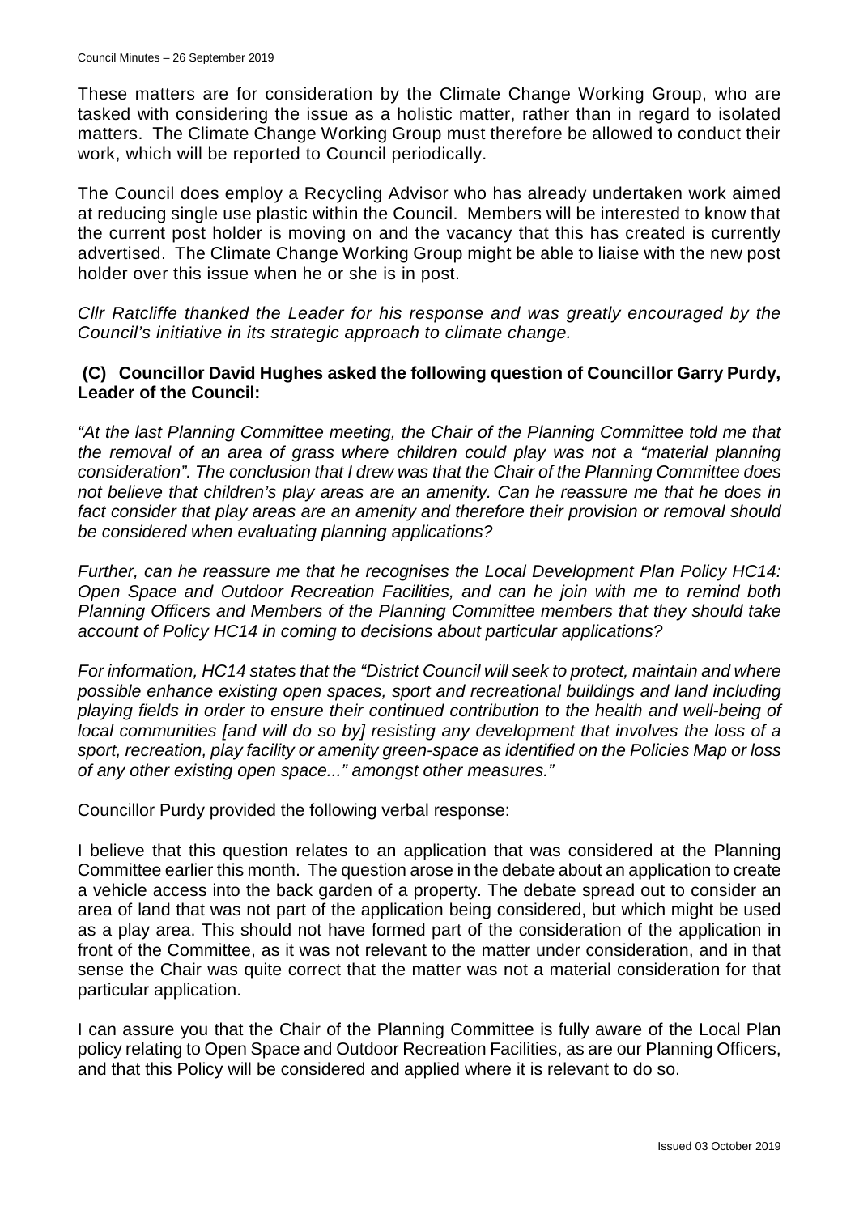These matters are for consideration by the Climate Change Working Group, who are tasked with considering the issue as a holistic matter, rather than in regard to isolated matters. The Climate Change Working Group must therefore be allowed to conduct their work, which will be reported to Council periodically.

The Council does employ a Recycling Advisor who has already undertaken work aimed at reducing single use plastic within the Council. Members will be interested to know that the current post holder is moving on and the vacancy that this has created is currently advertised. The Climate Change Working Group might be able to liaise with the new post holder over this issue when he or she is in post.

*Cllr Ratcliffe thanked the Leader for his response and was greatly encouraged by the Council's initiative in its strategic approach to climate change.*

**(C) Councillor David Hughes asked the following question of Councillor Garry Purdy, Leader of the Council:**

*"At the last Planning Committee meeting, the Chair of the Planning Committee told me that the removal of an area of grass where children could play was not a "material planning consideration". The conclusion that I drew was that the Chair of the Planning Committee does not believe that children's play areas are an amenity. Can he reassure me that he does in fact consider that play areas are an amenity and therefore their provision or removal should be considered when evaluating planning applications?*

*Further, can he reassure me that he recognises the Local Development Plan Policy HC14: Open Space and Outdoor Recreation Facilities, and can he join with me to remind both Planning Officers and Members of the Planning Committee members that they should take account of Policy HC14 in coming to decisions about particular applications?*

*For information, HC14 states that the "District Council will seek to protect, maintain and where possible enhance existing open spaces, sport and recreational buildings and land including playing fields in order to ensure their continued contribution to the health and well-being of local communities [and will do so by] resisting any development that involves the loss of a sport, recreation, play facility or amenity green-space as identified on the Policies Map or loss of any other existing open space..." amongst other measures."*

Councillor Purdy provided the following verbal response:

I believe that this question relates to an application that was considered at the Planning Committee earlier this month. The question arose in the debate about an application to create a vehicle access into the back garden of a property. The debate spread out to consider an area of land that was not part of the application being considered, but which might be used as a play area. This should not have formed part of the consideration of the application in front of the Committee, as it was not relevant to the matter under consideration, and in that sense the Chair was quite correct that the matter was not a material consideration for that particular application.

I can assure you that the Chair of the Planning Committee is fully aware of the Local Plan policy relating to Open Space and Outdoor Recreation Facilities, as are our Planning Officers, and that this Policy will be considered and applied where it is relevant to do so.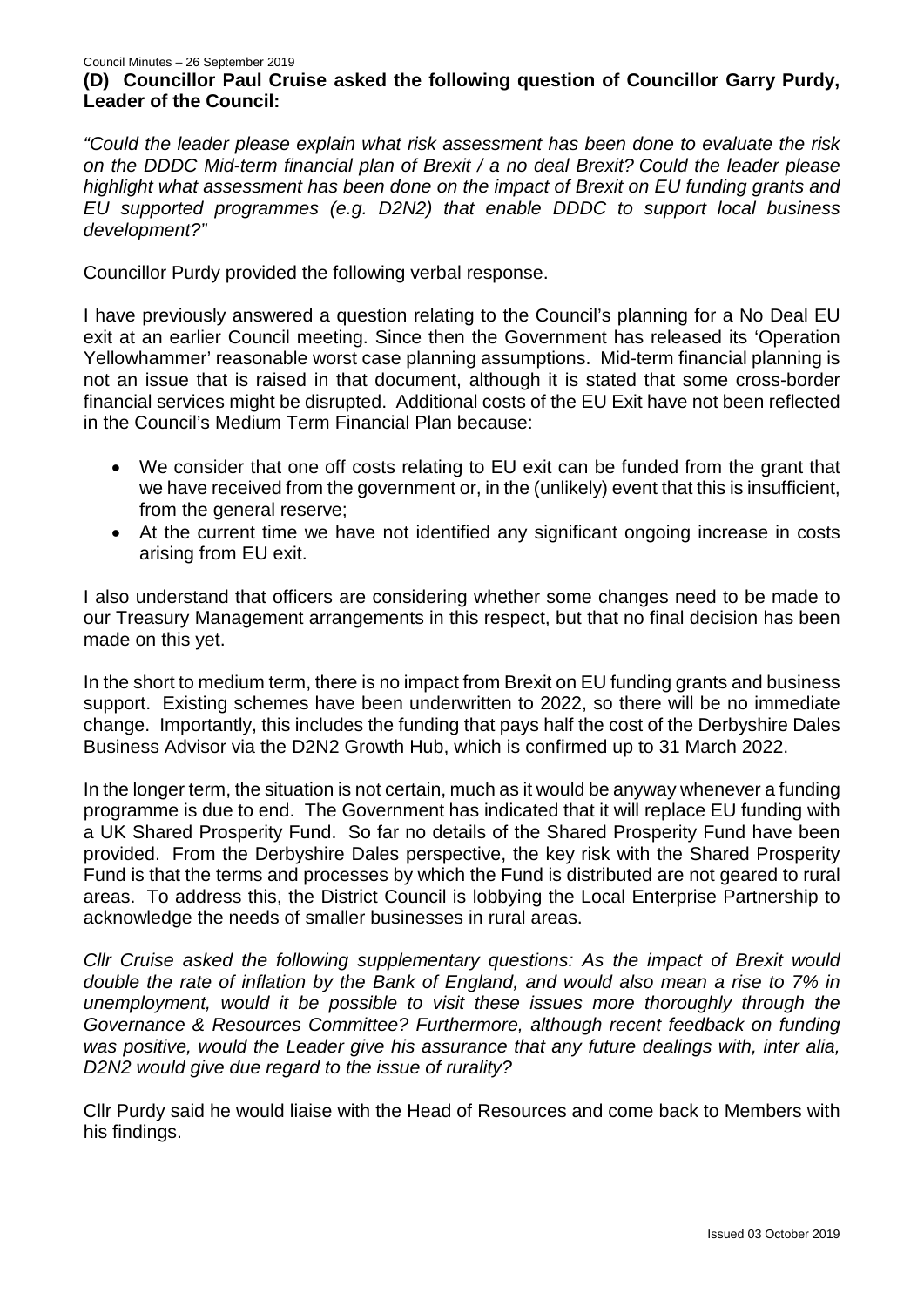**(D) Councillor Paul Cruise asked the following question of Councillor Garry Purdy, Leader of the Council:**

*"Could the leader please explain what risk assessment has been done to evaluate the risk on the DDDC Mid-term financial plan of Brexit / a no deal Brexit? Could the leader please highlight what assessment has been done on the impact of Brexit on EU funding grants and EU supported programmes (e.g. D2N2) that enable DDDC to support local business development?"*

Councillor Purdy provided the following verbal response.

I have previously answered a question relating to the Council's planning for a No Deal EU exit at an earlier Council meeting. Since then the Government has released its 'Operation Yellowhammer' reasonable worst case planning assumptions. Mid-term financial planning is not an issue that is raised in that document, although it is stated that some cross-border financial services might be disrupted. Additional costs of the EU Exit have not been reflected in the Council's Medium Term Financial Plan because:

- We consider that one off costs relating to EU exit can be funded from the grant that we have received from the government or, in the (unlikely) event that this is insufficient, from the general reserve;
- At the current time we have not identified any significant ongoing increase in costs arising from EU exit.

I also understand that officers are considering whether some changes need to be made to our Treasury Management arrangements in this respect, but that no final decision has been made on this yet.

In the short to medium term, there is no impact from Brexit on EU funding grants and business support. Existing schemes have been underwritten to 2022, so there will be no immediate change. Importantly, this includes the funding that pays half the cost of the Derbyshire Dales Business Advisor via the D2N2 Growth Hub, which is confirmed up to 31 March 2022.

In the longer term, the situation is not certain, much as it would be anyway whenever a funding programme is due to end. The Government has indicated that it will replace EU funding with a UK Shared Prosperity Fund. So far no details of the Shared Prosperity Fund have been provided. From the Derbyshire Dales perspective, the key risk with the Shared Prosperity Fund is that the terms and processes by which the Fund is distributed are not geared to rural areas. To address this, the District Council is lobbying the Local Enterprise Partnership to acknowledge the needs of smaller businesses in rural areas.

*Cllr Cruise asked the following supplementary questions: As the impact of Brexit would double the rate of inflation by the Bank of England, and would also mean a rise to 7% in unemployment, would it be possible to visit these issues more thoroughly through the Governance & Resources Committee? Furthermore, although recent feedback on funding was positive, would the Leader give his assurance that any future dealings with, inter alia, D2N2 would give due regard to the issue of rurality?*

Cllr Purdy said he would liaise with the Head of Resources and come back to Members with his findings.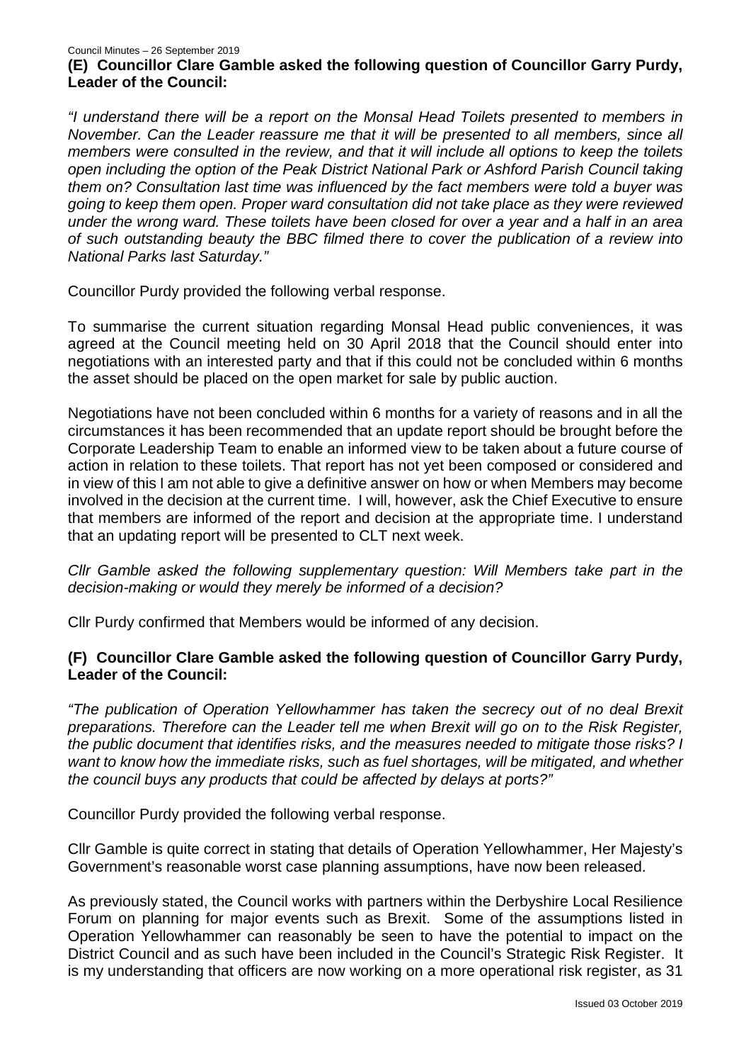**(E) Councillor Clare Gamble asked the following question of Councillor Garry Purdy, Leader of the Council:**

*"I understand there will be a report on the Monsal Head Toilets presented to members in November. Can the Leader reassure me that it will be presented to all members, since all members were consulted in the review, and that it will include all options to keep the toilets open including the option of the Peak District National Park or Ashford Parish Council taking them on? Consultation last time was influenced by the fact members were told a buyer was going to keep them open. Proper ward consultation did not take place as they were reviewed under the wrong ward. These toilets have been closed for over a year and a half in an area of such outstanding beauty the BBC filmed there to cover the publication of a review into National Parks last Saturday."*

Councillor Purdy provided the following verbal response.

To summarise the current situation regarding Monsal Head public conveniences, it was agreed at the Council meeting held on 30 April 2018 that the Council should enter into negotiations with an interested party and that if this could not be concluded within 6 months the asset should be placed on the open market for sale by public auction.

Negotiations have not been concluded within 6 months for a variety of reasons and in all the circumstances it has been recommended that an update report should be brought before the Corporate Leadership Team to enable an informed view to be taken about a future course of action in relation to these toilets. That report has not yet been composed or considered and in view of this I am not able to give a definitive answer on how or when Members may become involved in the decision at the current time. I will, however, ask the Chief Executive to ensure that members are informed of the report and decision at the appropriate time. I understand that an updating report will be presented to CLT next week.

*Cllr Gamble asked the following supplementary question: Will Members take part in the decision-making or would they merely be informed of a decision?*

Cllr Purdy confirmed that Members would be informed of any decision.

**(F) Councillor Clare Gamble asked the following question of Councillor Garry Purdy, Leader of the Council:**

*"The publication of Operation Yellowhammer has taken the secrecy out of no deal Brexit preparations. Therefore can the Leader tell me when Brexit will go on to the Risk Register, the public document that identifies risks, and the measures needed to mitigate those risks? I want to know how the immediate risks, such as fuel shortages, will be mitigated, and whether the council buys any products that could be affected by delays at ports?"*

Councillor Purdy provided the following verbal response.

Cllr Gamble is quite correct in stating that details of Operation Yellowhammer, Her Majesty's Government's reasonable worst case planning assumptions, have now been released.

As previously stated, the Council works with partners within the Derbyshire Local Resilience Forum on planning for major events such as Brexit. Some of the assumptions listed in Operation Yellowhammer can reasonably be seen to have the potential to impact on the District Council and as such have been included in the Council's Strategic Risk Register. It is my understanding that officers are now working on a more operational risk register, as 31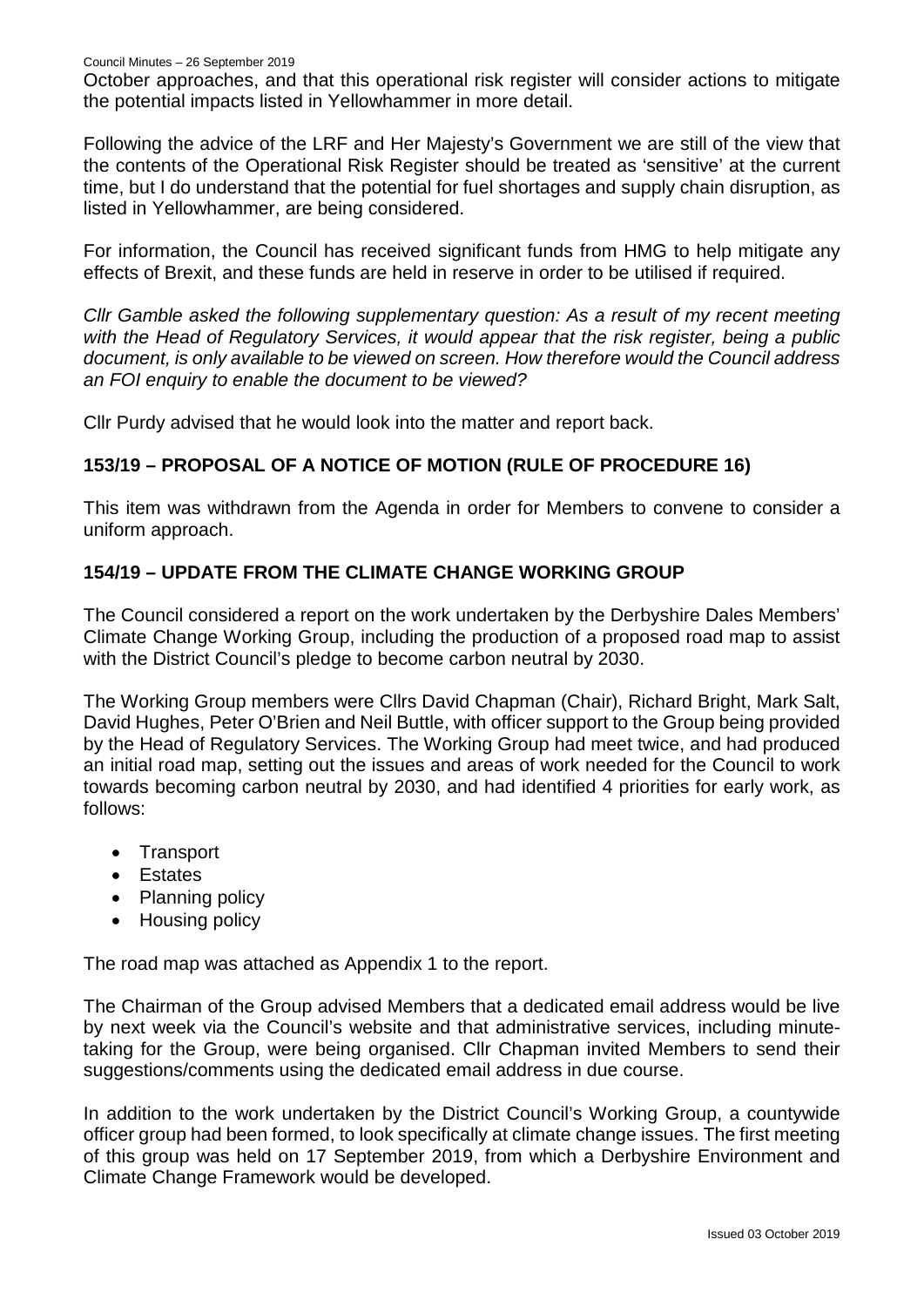October approaches, and that this operational risk register will consider actions to mitigate the potential impacts listed in Yellowhammer in more detail.

Following the advice of the LRF and Her Majesty's Government we are still of the view that the contents of the Operational Risk Register should be treated as 'sensitive' at the current time, but I do understand that the potential for fuel shortages and supply chain disruption, as listed in Yellowhammer, are being considered.

For information, the Council has received significant funds from HMG to help mitigate any effects of Brexit, and these funds are held in reserve in order to be utilised if required.

*Cllr Gamble asked the following supplementary question: As a result of my recent meeting with the Head of Regulatory Services, it would appear that the risk register, being a public document, is only available to be viewed on screen. How therefore would the Council address an FOI enquiry to enable the document to be viewed?*

Cllr Purdy advised that he would look into the matter and report back.

## 153/19 – PROPOSAL OF A NOTICE OF MOTION (RULE OF PROCEDURE 16)

This item was withdrawn from the Agenda in order for Members to convene to consider a uniform approach.

## 154/19 – UPDATE FROM THE CLIMATE CHANGE WORKING GROUP

The Council considered a report on the work undertaken by the Derbyshire Dales Members' Climate Change Working Group, including the production of a proposed road map to assist with the District Council's pledge to become carbon neutral by 2030.

The Working Group members were Cllrs David Chapman (Chair), Richard Bright, Mark Salt, David Hughes, Peter O'Brien and Neil Buttle, with officer support to the Group being provided by the Head of Regulatory Services. The Working Group had meet twice, and had produced an initial road map, setting out the issues and areas of work needed for the Council to work towards becoming carbon neutral by 2030, and had identified 4 priorities for early work, as follows:

- Transport
- Estates
- Planning policy
- Housing policy

The road map was attached as Appendix 1 to the report.

The Chairman of the Group advised Members that a dedicated email address would be live by next week via the Council's website and that administrative services, including minute-taking for the Group, were being organised. Cllr Chapman invited Members to send their suggestions/comments using the dedicated email address in due course.

In addition to the work undertaken by the District Council's Working Group, a countywide officer group had been formed, to look specifically at climate change issues. The first meeting of this group was held on 17 September 2019, from which a Derbyshire Environment and Climate Change Framework would be developed.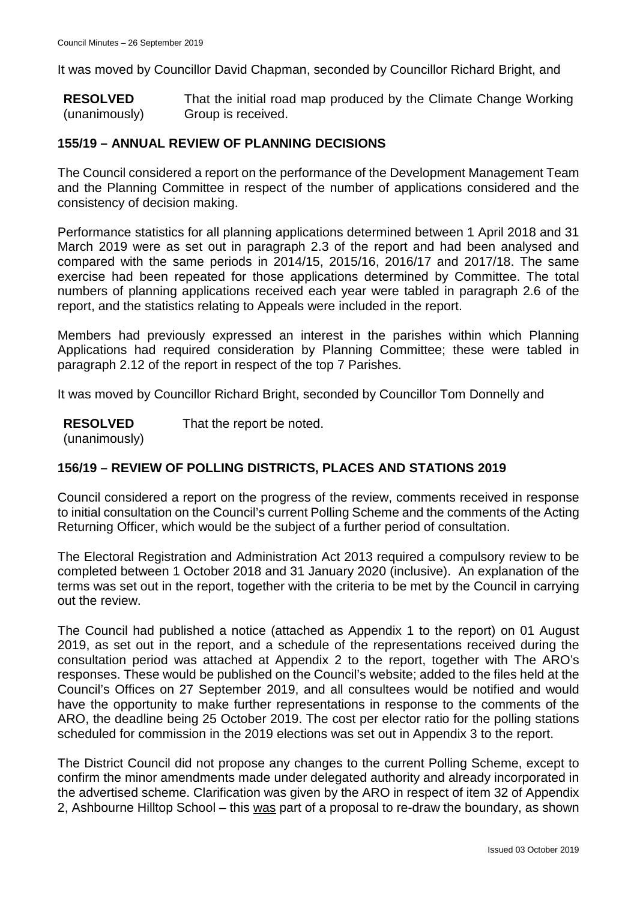It was moved by Councillor David Chapman, seconded by Councillor Richard Bright, and

**RESOLVED** (unanimously) That the initial road map produced by the Climate Change Working Group is received.

## 155/19 – ANNUAL REVIEW OF PLANNING DECISIONS

The Council considered a report on the performance of the Development Management Team and the Planning Committee in respect of the number of applications considered and the consistency of decision making.

Performance statistics for all planning applications determined between 1 April 2018 and 31 March 2019 were as set out in paragraph 2.3 of the report and had been analysed and compared with the same periods in 2014/15, 2015/16, 2016/17 and 2017/18. The same exercise had been repeated for those applications determined by Committee. The total numbers of planning applications received each year were tabled in paragraph 2.6 of the report, and the statistics relating to Appeals were included in the report.

Members had previously expressed an interest in the parishes within which Planning Applications had required consideration by Planning Committee; these were tabled in paragraph 2.12 of the report in respect of the top 7 Parishes.

It was moved by Councillor Richard Bright, seconded by Councillor Tom Donnelly and

**RESOLVED** (unanimously) That the report be noted.

## 156/19 – REVIEW OF POLLING DISTRICTS, PLACES AND STATIONS 2019

Council considered a report on the progress of the review, comments received in response to initial consultation on the Council's current Polling Scheme and the comments of the Acting Returning Officer, which would be the subject of a further period of consultation.

The Electoral Registration and Administration Act 2013 required a compulsory review to be completed between 1 October 2018 and 31 January 2020 (inclusive). An explanation of the terms was set out in the report, together with the criteria to be met by the Council in carrying out the review.

The Council had published a notice (attached as Appendix 1 to the report) on 01 August 2019, as set out in the report, and a schedule of the representations received during the consultation period was attached at Appendix 2 to the report, together with The ARO's responses. These would be published on the Council's website; added to the files held at the Council's Offices on 27 September 2019, and all consultees would be notified and would have the opportunity to make further representations in response to the comments of the ARO, the deadline being 25 October 2019. The cost per elector ratio for the polling stations scheduled for commission in the 2019 elections was set out in Appendix 3 to the report.

The District Council did not propose any changes to the current Polling Scheme, except to confirm the minor amendments made under delegated authority and already incorporated in the advertised scheme. Clarification was given by the ARO in respect of item 32 of Appendix 2, Ashbourne Hilltop School – this <u>was</u> part of a proposal to re-draw the boundary, as shown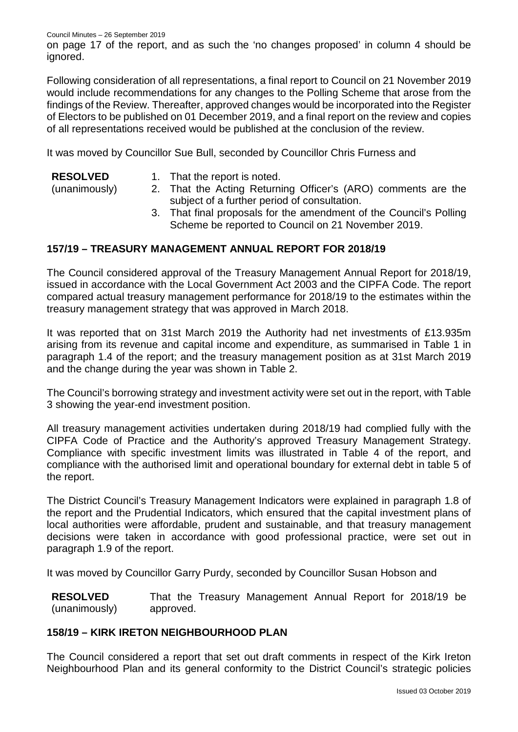on page 17 of the report, and as such the 'no changes proposed' in column 4 should be ignored.

Following consideration of all representations, a final report to Council on 21 November 2019 would include recommendations for any changes to the Polling Scheme that arose from the findings of the Review. Thereafter, approved changes would be incorporated into the Register of Electors to be published on 01 December 2019, and a final report on the review and copies of all representations received would be published at the conclusion of the review.

It was moved by Councillor Sue Bull, seconded by Councillor Chris Furness and

**RESOLVED** (unanimously)

1. That the report is noted.
2. That the Acting Returning Officer's (ARO) comments are the subject of a further period of consultation.
3. That final proposals for the amendment of the Council's Polling Scheme be reported to Council on 21 November 2019.

## 157/19 – TREASURY MANAGEMENT ANNUAL REPORT FOR 2018/19

The Council considered approval of the Treasury Management Annual Report for 2018/19, issued in accordance with the Local Government Act 2003 and the CIPFA Code. The report compared actual treasury management performance for 2018/19 to the estimates within the treasury management strategy that was approved in March 2018.

It was reported that on 31st March 2019 the Authority had net investments of £13.935m arising from its revenue and capital income and expenditure, as summarised in Table 1 in paragraph 1.4 of the report; and the treasury management position as at 31st March 2019 and the change during the year was shown in Table 2.

The Council's borrowing strategy and investment activity were set out in the report, with Table 3 showing the year-end investment position.

All treasury management activities undertaken during 2018/19 had complied fully with the CIPFA Code of Practice and the Authority's approved Treasury Management Strategy. Compliance with specific investment limits was illustrated in Table 4 of the report, and compliance with the authorised limit and operational boundary for external debt in table 5 of the report.

The District Council's Treasury Management Indicators were explained in paragraph 1.8 of the report and the Prudential Indicators, which ensured that the capital investment plans of local authorities were affordable, prudent and sustainable, and that treasury management decisions were taken in accordance with good professional practice, were set out in paragraph 1.9 of the report.

It was moved by Councillor Garry Purdy, seconded by Councillor Susan Hobson and

**RESOLVED** (unanimously) That the Treasury Management Annual Report for 2018/19 be approved.

## 158/19 – KIRK IRETON NEIGHBOURHOOD PLAN

The Council considered a report that set out draft comments in respect of the Kirk Ireton Neighbourhood Plan and its general conformity to the District Council's strategic policies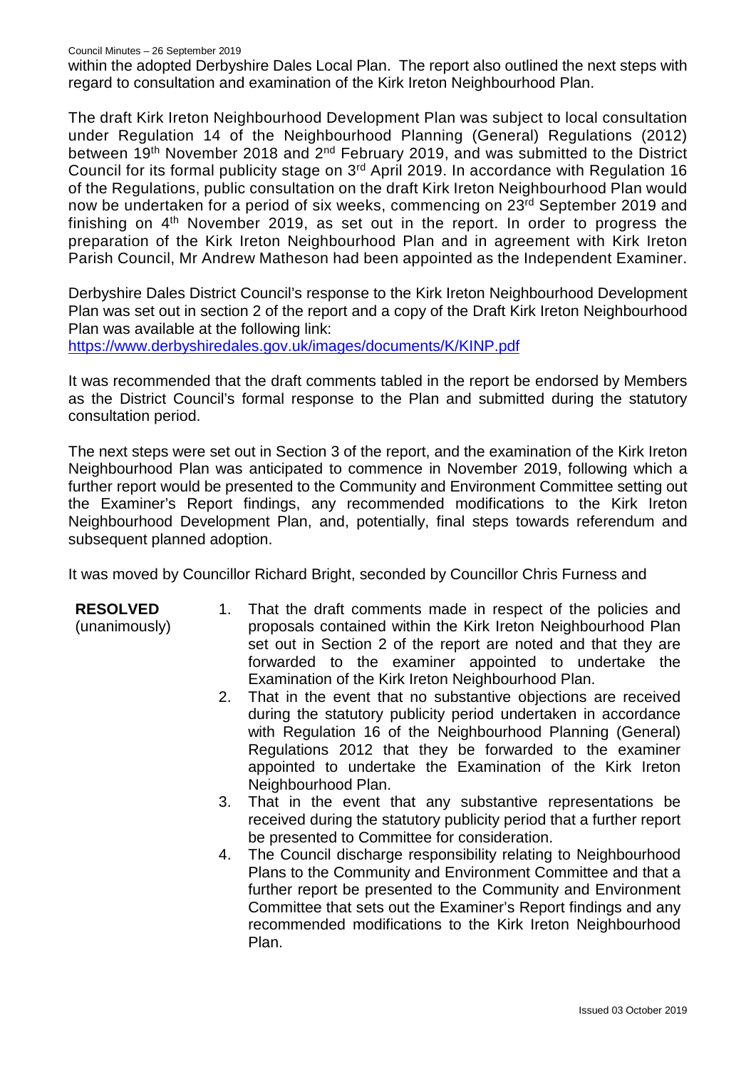within the adopted Derbyshire Dales Local Plan. The report also outlined the next steps with regard to consultation and examination of the Kirk Ireton Neighbourhood Plan.

The draft Kirk Ireton Neighbourhood Development Plan was subject to local consultation under Regulation 14 of the Neighbourhood Planning (General) Regulations (2012) between 19th November 2018 and 2nd February 2019, and was submitted to the District Council for its formal publicity stage on 3rd April 2019. In accordance with Regulation 16 of the Regulations, public consultation on the draft Kirk Ireton Neighbourhood Plan would now be undertaken for a period of six weeks, commencing on 23rd September 2019 and finishing on 4th November 2019, as set out in the report. In order to progress the preparation of the Kirk Ireton Neighbourhood Plan and in agreement with Kirk Ireton Parish Council, Mr Andrew Matheson had been appointed as the Independent Examiner.

Derbyshire Dales District Council's response to the Kirk Ireton Neighbourhood Development Plan was set out in section 2 of the report and a copy of the Draft Kirk Ireton Neighbourhood Plan was available at the following link:
https://www.derbyshiredales.gov.uk/images/documents/K/KINP.pdf

It was recommended that the draft comments tabled in the report be endorsed by Members as the District Council's formal response to the Plan and submitted during the statutory consultation period.

The next steps were set out in Section 3 of the report, and the examination of the Kirk Ireton Neighbourhood Plan was anticipated to commence in November 2019, following which a further report would be presented to the Community and Environment Committee setting out the Examiner's Report findings, any recommended modifications to the Kirk Ireton Neighbourhood Development Plan, and, potentially, final steps towards referendum and subsequent planned adoption.

It was moved by Councillor Richard Bright, seconded by Councillor Chris Furness and

**RESOLVED** (unanimously)

1. That the draft comments made in respect of the policies and proposals contained within the Kirk Ireton Neighbourhood Plan set out in Section 2 of the report are noted and that they are forwarded to the examiner appointed to undertake the Examination of the Kirk Ireton Neighbourhood Plan.
2. That in the event that no substantive objections are received during the statutory publicity period undertaken in accordance with Regulation 16 of the Neighbourhood Planning (General) Regulations 2012 that they be forwarded to the examiner appointed to undertake the Examination of the Kirk Ireton Neighbourhood Plan.
3. That in the event that any substantive representations be received during the statutory publicity period that a further report be presented to Committee for consideration.
4. The Council discharge responsibility relating to Neighbourhood Plans to the Community and Environment Committee and that a further report be presented to the Community and Environment Committee that sets out the Examiner's Report findings and any recommended modifications to the Kirk Ireton Neighbourhood Plan.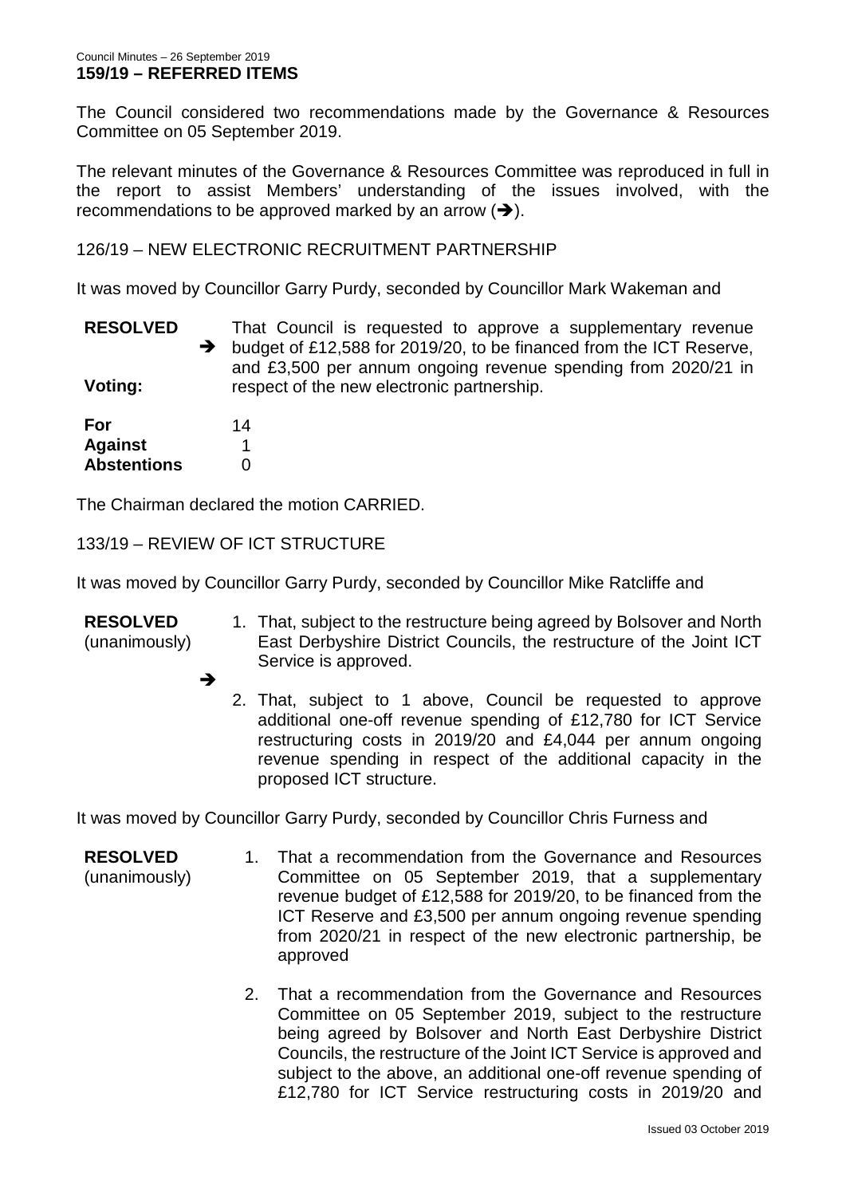## 159/19 – REFERRED ITEMS

The Council considered two recommendations made by the Governance & Resources Committee on 05 September 2019.

The relevant minutes of the Governance & Resources Committee was reproduced in full in the report to assist Members' understanding of the issues involved, with the recommendations to be approved marked by an arrow (➔).

126/19 – NEW ELECTRONIC RECRUITMENT PARTNERSHIP

It was moved by Councillor Garry Purdy, seconded by Councillor Mark Wakeman and

**RESOLVED** ➔ That Council is requested to approve a supplementary revenue budget of £12,588 for 2019/20, to be financed from the ICT Reserve, and £3,500 per annum ongoing revenue spending from 2020/21 in respect of the new electronic partnership.

**Voting:**

| | |
|---|---|
| **For** | 14 |
| **Against** | 1 |
| **Abstentions** | 0 |

The Chairman declared the motion CARRIED.

133/19 – REVIEW OF ICT STRUCTURE

It was moved by Councillor Garry Purdy, seconded by Councillor Mike Ratcliffe and

**RESOLVED** (unanimously) ➔

1. That, subject to the restructure being agreed by Bolsover and North East Derbyshire District Councils, the restructure of the Joint ICT Service is approved.
2. That, subject to 1 above, Council be requested to approve additional one-off revenue spending of £12,780 for ICT Service restructuring costs in 2019/20 and £4,044 per annum ongoing revenue spending in respect of the additional capacity in the proposed ICT structure.

It was moved by Councillor Garry Purdy, seconded by Councillor Chris Furness and

**RESOLVED** (unanimously)

1. That a recommendation from the Governance and Resources Committee on 05 September 2019, that a supplementary revenue budget of £12,588 for 2019/20, to be financed from the ICT Reserve and £3,500 per annum ongoing revenue spending from 2020/21 in respect of the new electronic partnership, be approved
2. That a recommendation from the Governance and Resources Committee on 05 September 2019, subject to the restructure being agreed by Bolsover and North East Derbyshire District Councils, the restructure of the Joint ICT Service is approved and subject to the above, an additional one-off revenue spending of £12,780 for ICT Service restructuring costs in 2019/20 and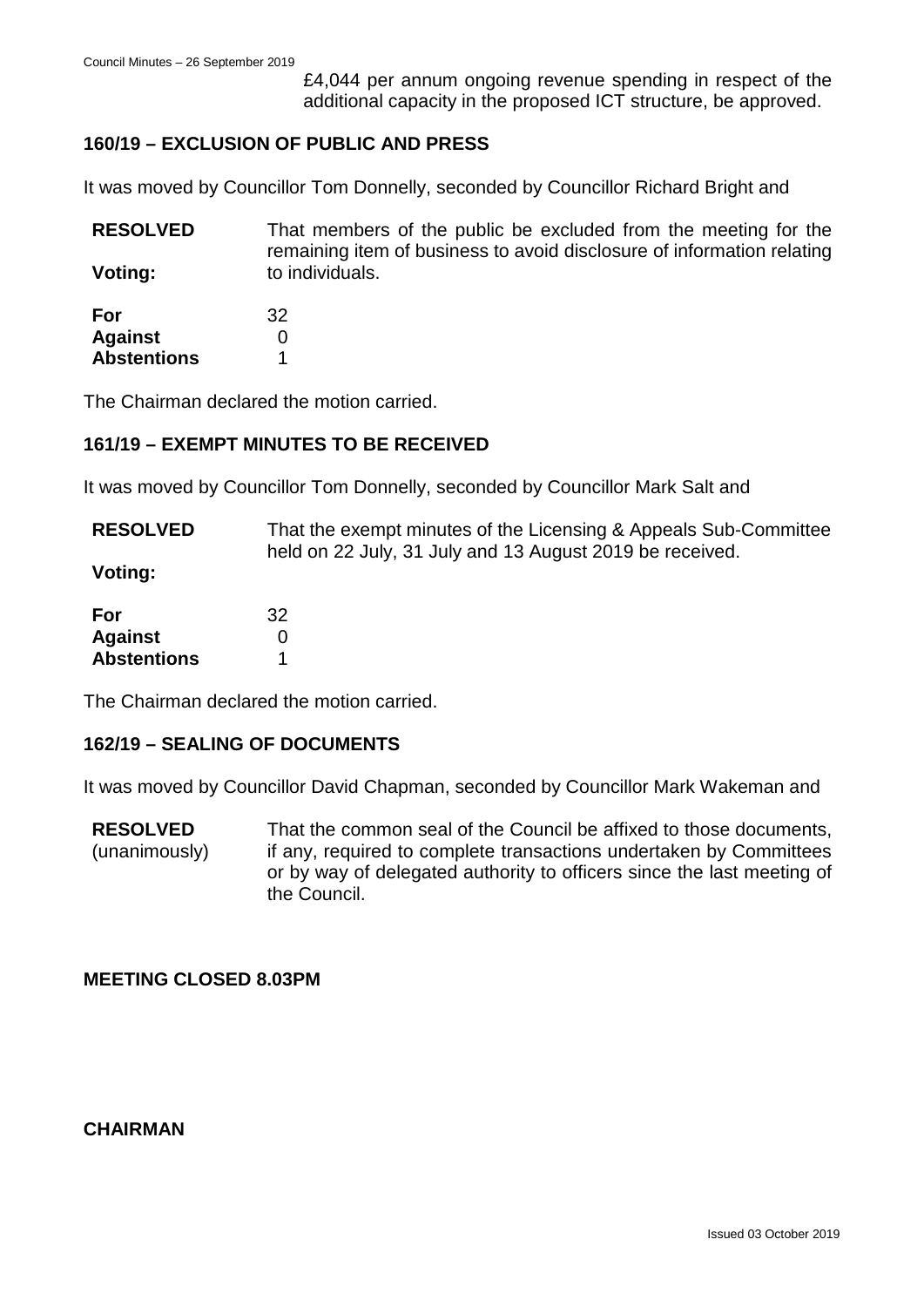£4,044 per annum ongoing revenue spending in respect of the additional capacity in the proposed ICT structure, be approved.

## 160/19 – EXCLUSION OF PUBLIC AND PRESS

It was moved by Councillor Tom Donnelly, seconded by Councillor Richard Bright and

**RESOLVED** That members of the public be excluded from the meeting for the remaining item of business to avoid disclosure of information relating to individuals.

**Voting:**

| | |
|---|---|
| **For** | 32 |
| **Against** | 0 |
| **Abstentions** | 1 |

The Chairman declared the motion carried.

## 161/19 – EXEMPT MINUTES TO BE RECEIVED

It was moved by Councillor Tom Donnelly, seconded by Councillor Mark Salt and

**RESOLVED** That the exempt minutes of the Licensing & Appeals Sub-Committee held on 22 July, 31 July and 13 August 2019 be received.

**Voting:**

| | |
|---|---|
| **For** | 32 |
| **Against** | 0 |
| **Abstentions** | 1 |

The Chairman declared the motion carried.

## 162/19 – SEALING OF DOCUMENTS

It was moved by Councillor David Chapman, seconded by Councillor Mark Wakeman and

**RESOLVED** (unanimously) That the common seal of the Council be affixed to those documents, if any, required to complete transactions undertaken by Committees or by way of delegated authority to officers since the last meeting of the Council.

**MEETING CLOSED 8.03PM**

**CHAIRMAN**